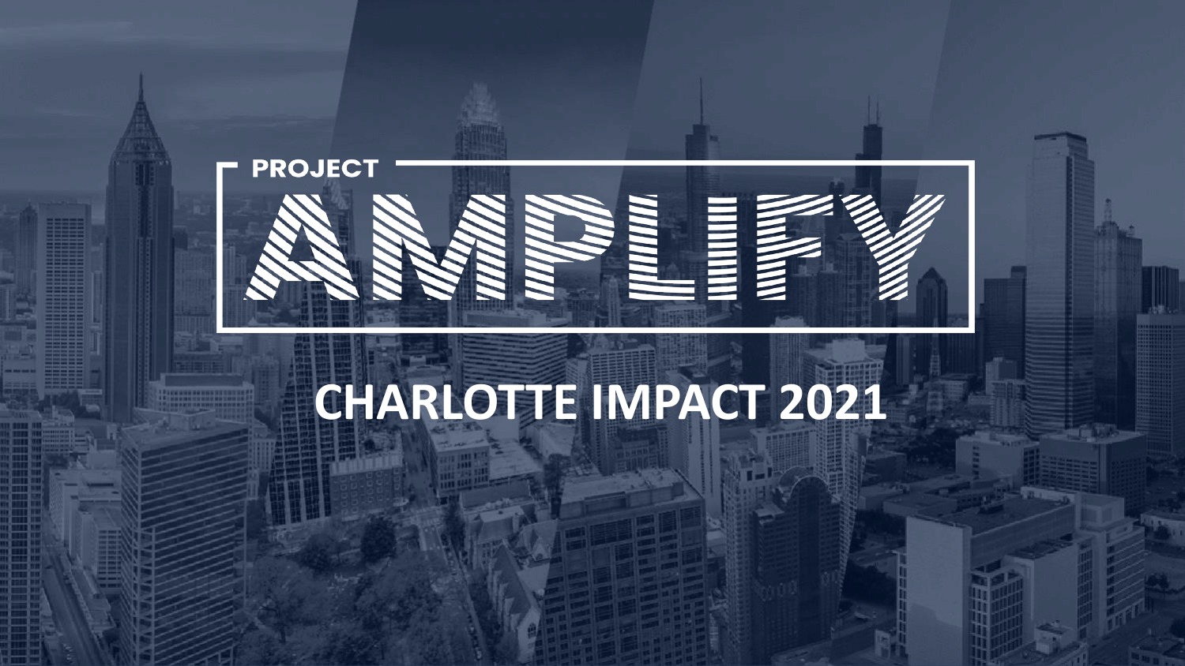PROJECT

# AMPLIFY

## CHARLOTTE IMPACT 2021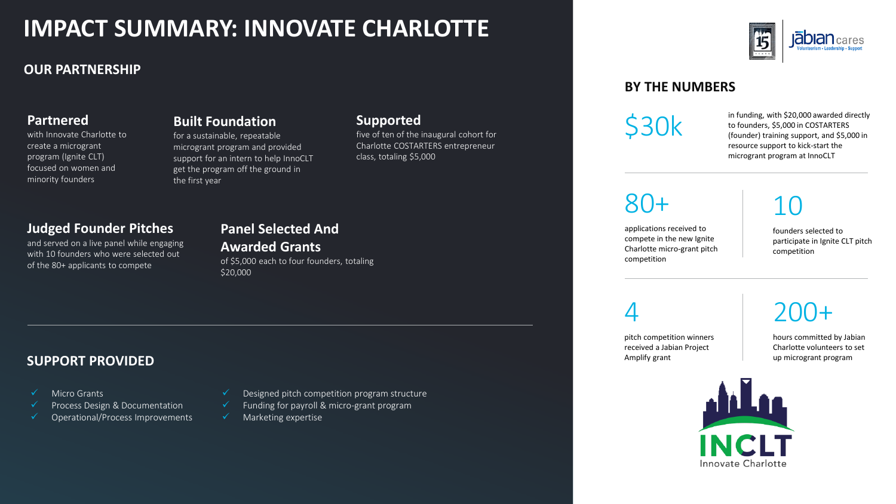# IMPACT SUMMARY: INNOVATE CHARLOTTE

## OUR PARTNERSHIP

### Partnered

with Innovate Charlotte to create a microgrant program (Ignite CLT) focused on women and minority founders

### Built Foundation

for a sustainable, repeatable microgrant program and provided support for an intern to help InnoCLT get the program off the ground in the first year

### Supported

five of ten of the inaugural cohort for Charlotte COSTARTERS entrepreneur class, totaling $5,000

### Judged Founder Pitches

and served on a live panel while engaging with 10 founders who were selected out of the 80+ applicants to compete

### Panel Selected And Awarded Grants

of $5,000 each to four founders, totaling $20,000

## SUPPORT PROVIDED

- ✓ Micro Grants
- ✓ Process Design & Documentation
- ✓ Operational/Process Improvements
- ✓ Designed pitch competition program structure
- ✓ Funding for payroll & micro-grant program
- ✓ Marketing expertise

## BY THE NUMBERS

**$30k**

in funding, with $20,000 awarded directly to founders, $5,000 in COSTARTERS (founder) training support, and $5,000 in resource support to kick-start the microgrant program at InnoCLT

**80+**

applications received to compete in the new Ignite Charlotte micro-grant pitch competition

**10**

founders selected to participate in Ignite CLT pitch competition

**4**

pitch competition winners received a Jabian Project Amplify grant

**200+**

hours committed by Jabian Charlotte volunteers to set up microgrant program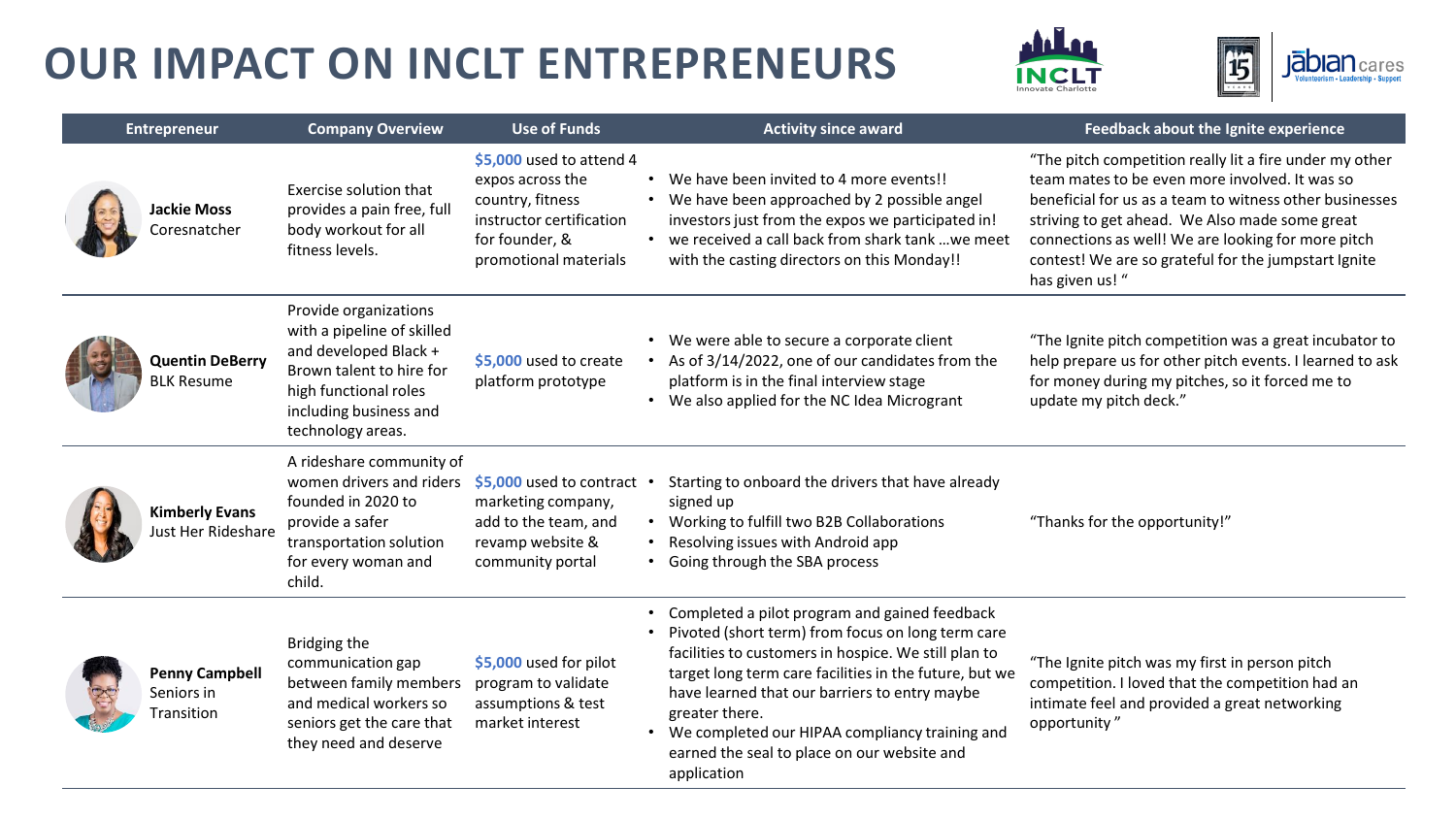# OUR IMPACT ON INCLT ENTREPRENEURS

| Entrepreneur | Company Overview | Use of Funds | Activity since award | Feedback about the Ignite experience |
|---|---|---|---|---|
| **Jackie Moss** Coresnatcher | Exercise solution that provides a pain free, full body workout for all fitness levels. | $5,000 used to attend 4 expos across the country, fitness instructor certification for founder, & promotional materials | • We have been invited to 4 more events!! <br> • We have been approached by 2 possible angel investors just from the expos we participated in! <br> • we received a call back from shark tank …we meet with the casting directors on this Monday!! | "The pitch competition really lit a fire under my other team mates to be even more involved. It was so beneficial for us as a team to witness other businesses striving to get ahead. We Also made some great connections as well! We are looking for more pitch contest! We are so grateful for the jumpstart Ignite has given us! " |
| **Quentin DeBerry** BLK Resume | Provide organizations with a pipeline of skilled and developed Black + Brown talent to hire for high functional roles including business and technology areas. | $5,000 used to create platform prototype | • We were able to secure a corporate client <br> • As of 3/14/2022, one of our candidates from the platform is in the final interview stage <br> • We also applied for the NC Idea Microgrant | "The Ignite pitch competition was a great incubator to help prepare us for other pitch events. I learned to ask for money during my pitches, so it forced me to update my pitch deck." |
| **Kimberly Evans** Just Her Rideshare | A rideshare community of women drivers and riders founded in 2020 to provide a safer transportation solution for every woman and child. | $5,000 used to contract marketing company, add to the team, and revamp website & community portal | • Starting to onboard the drivers that have already signed up <br> • Working to fulfill two B2B Collaborations <br> • Resolving issues with Android app <br> • Going through the SBA process | "Thanks for the opportunity!" |
| **Penny Campbell** Seniors in Transition | Bridging the communication gap between family members and medical workers so seniors get the care that they need and deserve | $5,000 used for pilot program to validate assumptions & test market interest | • Completed a pilot program and gained feedback <br> • Pivoted (short term) from focus on long term care facilities to customers in hospice. We still plan to target long term care facilities in the future, but we have learned that our barriers to entry maybe greater there. <br> • We completed our HIPAA compliancy training and earned the seal to place on our website and application | "The Ignite pitch was my first in person pitch competition. I loved that the competition had an intimate feel and provided a great networking opportunity" |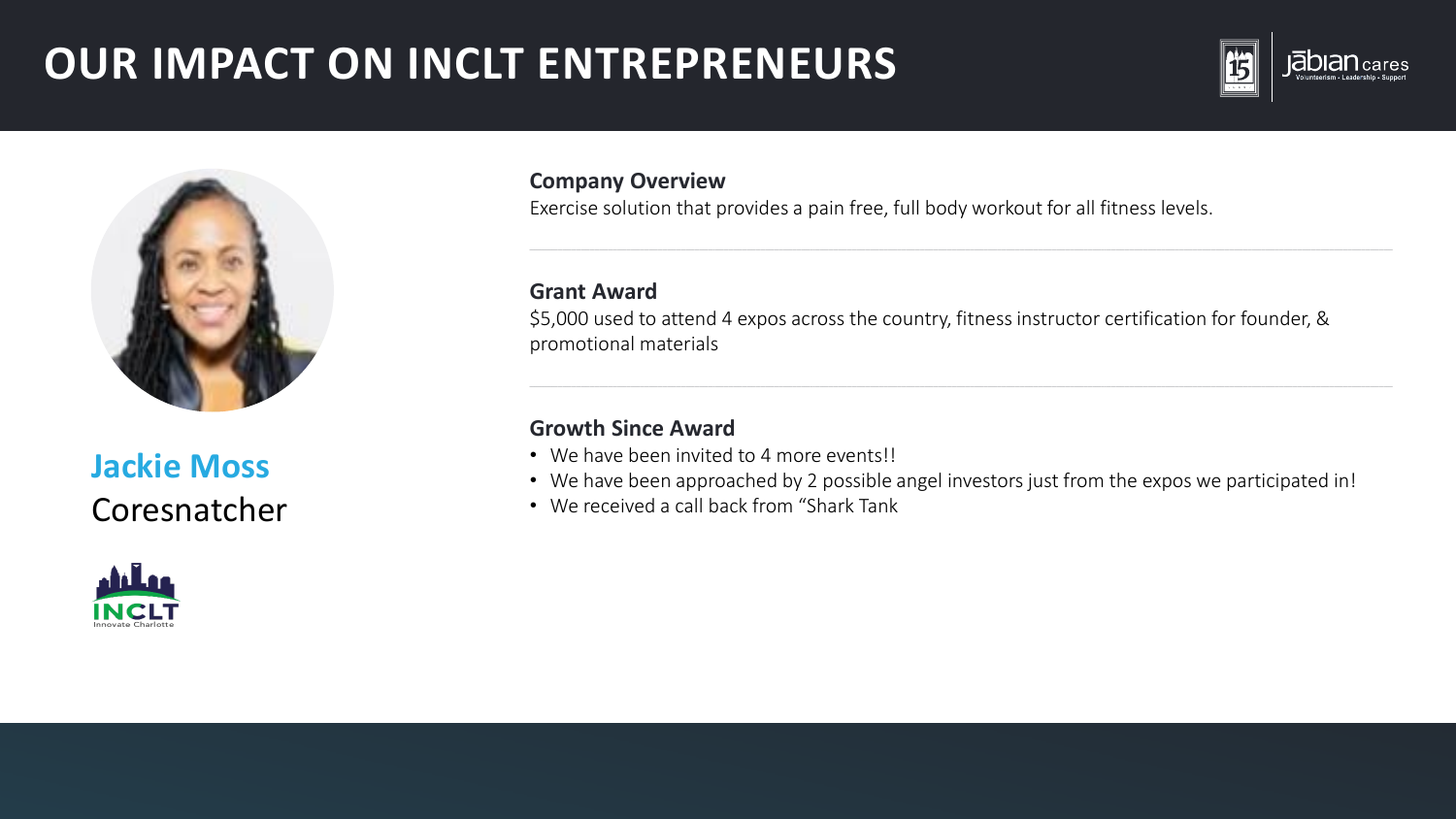# OUR IMPACT ON INCLT ENTREPRENEURS

**Jackie Moss**
Coresnatcher

**Company Overview**
Exercise solution that provides a pain free, full body workout for all fitness levels.

**Grant Award**
$5,000 used to attend 4 expos across the country, fitness instructor certification for founder, & promotional materials

**Growth Since Award**

- We have been invited to 4 more events!!
- We have been approached by 2 possible angel investors just from the expos we participated in!
- We received a call back from "Shark Tank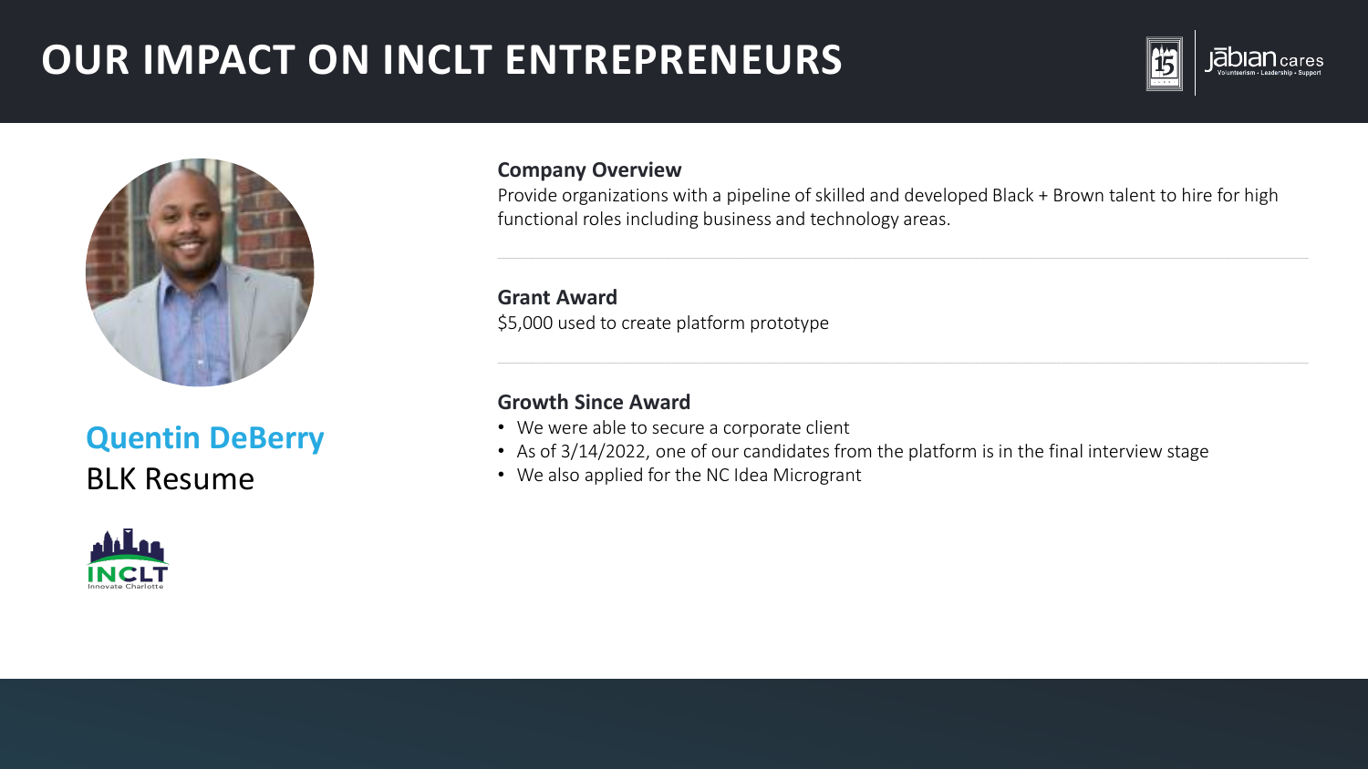# OUR IMPACT ON INCLT ENTREPRENEURS

**Quentin DeBerry**
BLK Resume

### Company Overview

Provide organizations with a pipeline of skilled and developed Black + Brown talent to hire for high functional roles including business and technology areas.

### Grant Award

$5,000 used to create platform prototype

### Growth Since Award

- We were able to secure a corporate client
- As of 3/14/2022, one of our candidates from the platform is in the final interview stage
- We also applied for the NC Idea Microgrant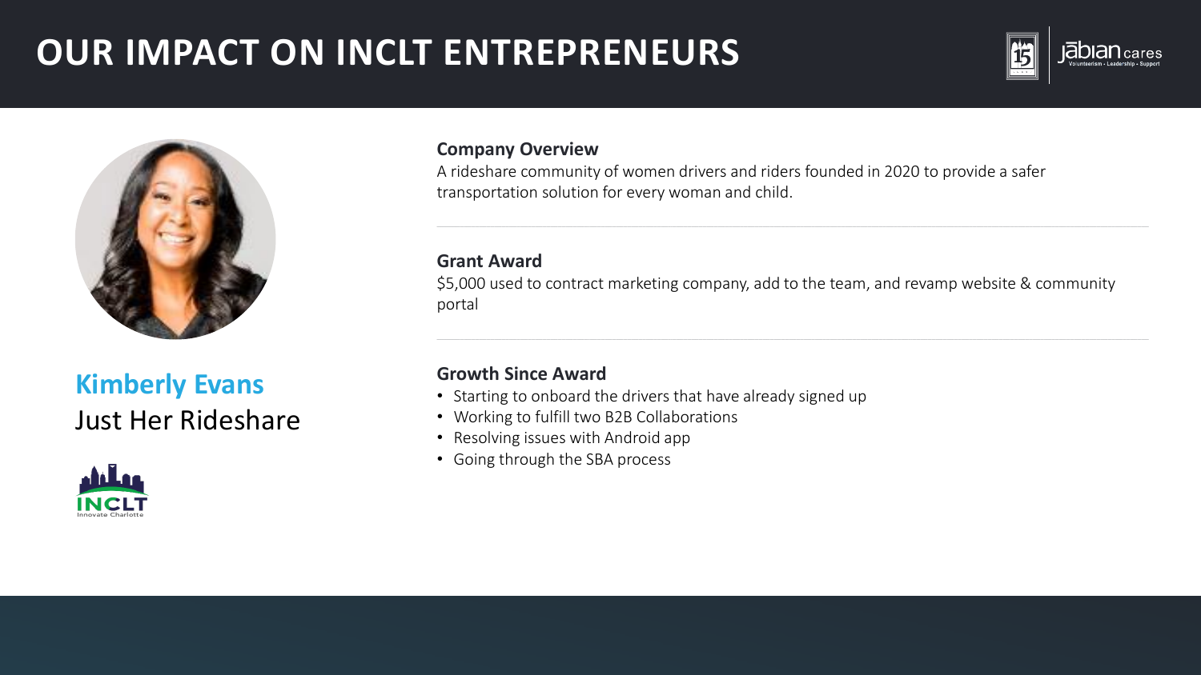# OUR IMPACT ON INCLT ENTREPRENEURS

## Kimberly Evans

Just Her Rideshare

**Company Overview**

A rideshare community of women drivers and riders founded in 2020 to provide a safer transportation solution for every woman and child.

**Grant Award**

$5,000 used to contract marketing company, add to the team, and revamp website & community portal

**Growth Since Award**

- Starting to onboard the drivers that have already signed up
- Working to fulfill two B2B Collaborations
- Resolving issues with Android app
- Going through the SBA process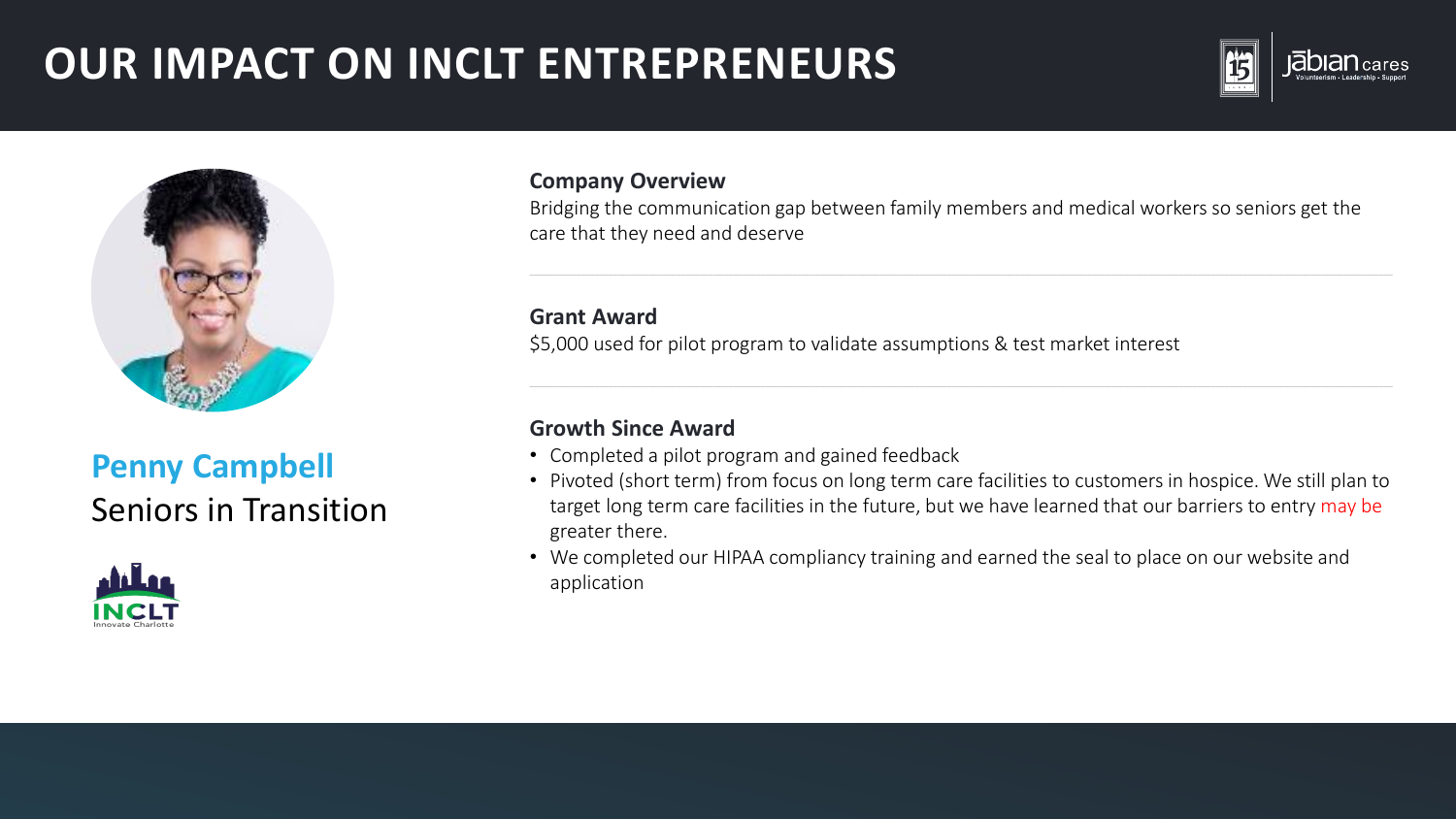# OUR IMPACT ON INCLT ENTREPRENEURS

**Penny Campbell**
Seniors in Transition

**Company Overview**

Bridging the communication gap between family members and medical workers so seniors get the care that they need and deserve

**Grant Award**

$5,000 used for pilot program to validate assumptions & test market interest

**Growth Since Award**

- Completed a pilot program and gained feedback
- Pivoted (short term) from focus on long term care facilities to customers in hospice. We still plan to target long term care facilities in the future, but we have learned that our barriers to entry may be greater there.
- We completed our HIPAA compliancy training and earned the seal to place on our website and application